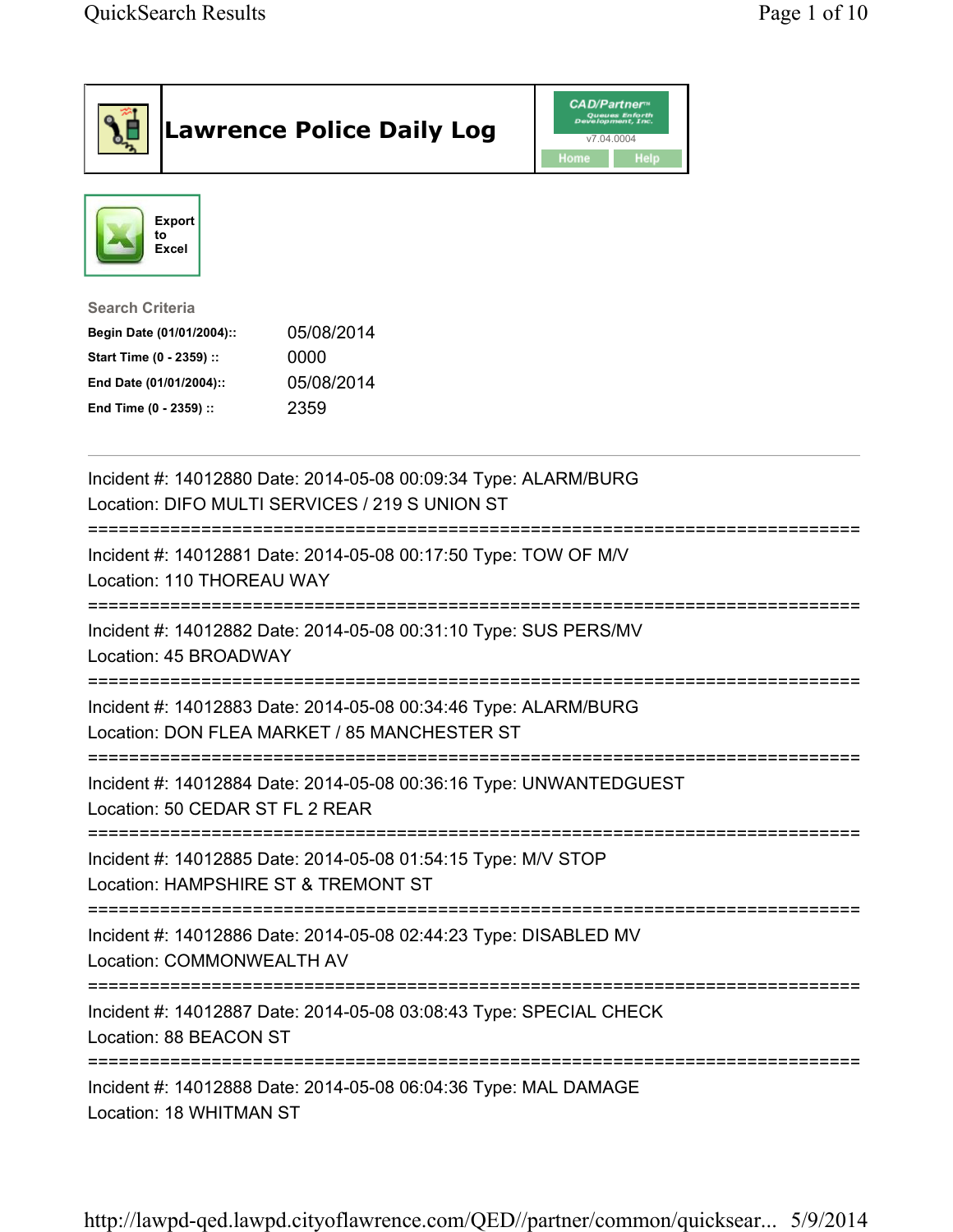# Lawrence Police Daily Log

CAD/Partner™ v7.04.0004

Home | Help

Export to Excel

**Search Criteria**

| | |
|---|---|
| **Begin Date (01/01/2004)::** | 05/08/2014 |
| **Start Time (0 - 2359) ::** | 0000 |
| **End Date (01/01/2004)::** | 05/08/2014 |
| **End Time (0 - 2359) ::** | 2359 |

---

Incident #: 14012880 Date: 2014-05-08 00:09:34 Type: ALARM/BURG
Location: DIFO MULTI SERVICES / 219 S UNION ST

===========================================================================

Incident #: 14012881 Date: 2014-05-08 00:17:50 Type: TOW OF M/V
Location: 110 THOREAU WAY

===========================================================================

Incident #: 14012882 Date: 2014-05-08 00:31:10 Type: SUS PERS/MV
Location: 45 BROADWAY

===========================================================================

Incident #: 14012883 Date: 2014-05-08 00:34:46 Type: ALARM/BURG
Location: DON FLEA MARKET / 85 MANCHESTER ST

===========================================================================

Incident #: 14012884 Date: 2014-05-08 00:36:16 Type: UNWANTEDGUEST
Location: 50 CEDAR ST FL 2 REAR

===========================================================================

Incident #: 14012885 Date: 2014-05-08 01:54:15 Type: M/V STOP
Location: HAMPSHIRE ST & TREMONT ST

===========================================================================

Incident #: 14012886 Date: 2014-05-08 02:44:23 Type: DISABLED MV
Location: COMMONWEALTH AV

===========================================================================

Incident #: 14012887 Date: 2014-05-08 03:08:43 Type: SPECIAL CHECK
Location: 88 BEACON ST

===========================================================================

Incident #: 14012888 Date: 2014-05-08 06:04:36 Type: MAL DAMAGE
Location: 18 WHITMAN ST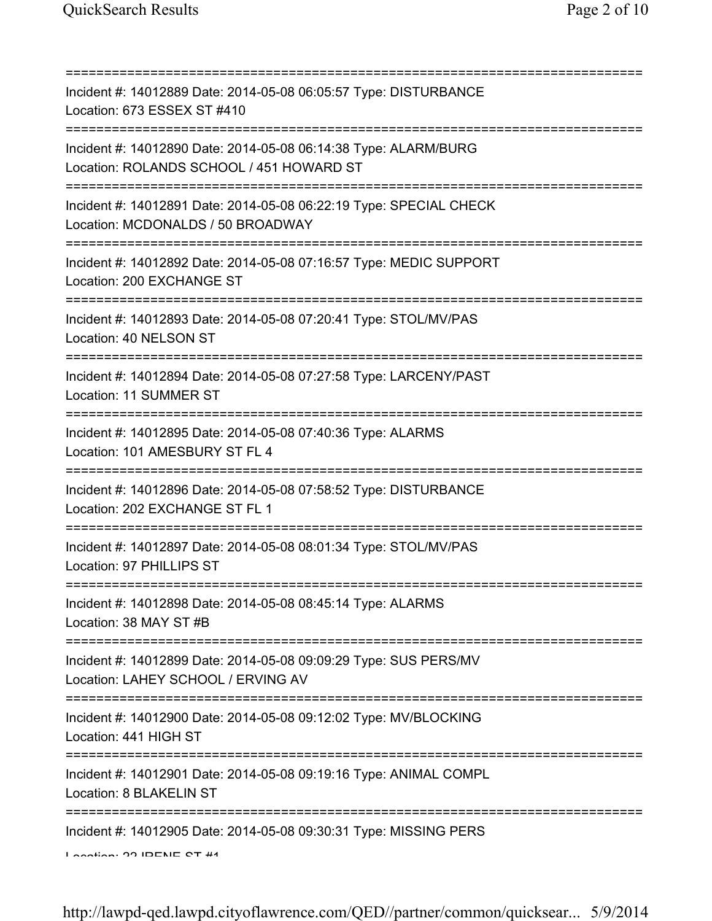===========================================================================

Incident #: 14012889 Date: 2014-05-08 06:05:57 Type: DISTURBANCE
Location: 673 ESSEX ST #410

===========================================================================

Incident #: 14012890 Date: 2014-05-08 06:14:38 Type: ALARM/BURG
Location: ROLANDS SCHOOL / 451 HOWARD ST

===========================================================================

Incident #: 14012891 Date: 2014-05-08 06:22:19 Type: SPECIAL CHECK
Location: MCDONALDS / 50 BROADWAY

===========================================================================

Incident #: 14012892 Date: 2014-05-08 07:16:57 Type: MEDIC SUPPORT
Location: 200 EXCHANGE ST

===========================================================================

Incident #: 14012893 Date: 2014-05-08 07:20:41 Type: STOL/MV/PAS
Location: 40 NELSON ST

===========================================================================

Incident #: 14012894 Date: 2014-05-08 07:27:58 Type: LARCENY/PAST
Location: 11 SUMMER ST

===========================================================================

Incident #: 14012895 Date: 2014-05-08 07:40:36 Type: ALARMS
Location: 101 AMESBURY ST FL 4

===========================================================================

Incident #: 14012896 Date: 2014-05-08 07:58:52 Type: DISTURBANCE
Location: 202 EXCHANGE ST FL 1

===========================================================================

Incident #: 14012897 Date: 2014-05-08 08:01:34 Type: STOL/MV/PAS
Location: 97 PHILLIPS ST

===========================================================================

Incident #: 14012898 Date: 2014-05-08 08:45:14 Type: ALARMS
Location: 38 MAY ST #B

===========================================================================

Incident #: 14012899 Date: 2014-05-08 09:09:29 Type: SUS PERS/MV
Location: LAHEY SCHOOL / ERVING AV

===========================================================================

Incident #: 14012900 Date: 2014-05-08 09:12:02 Type: MV/BLOCKING
Location: 441 HIGH ST

===========================================================================

Incident #: 14012901 Date: 2014-05-08 09:19:16 Type: ANIMAL COMPL
Location: 8 BLAKELIN ST

===========================================================================

Incident #: 14012905 Date: 2014-05-08 09:30:31 Type: MISSING PERS
Location: 22 IRENE ST #1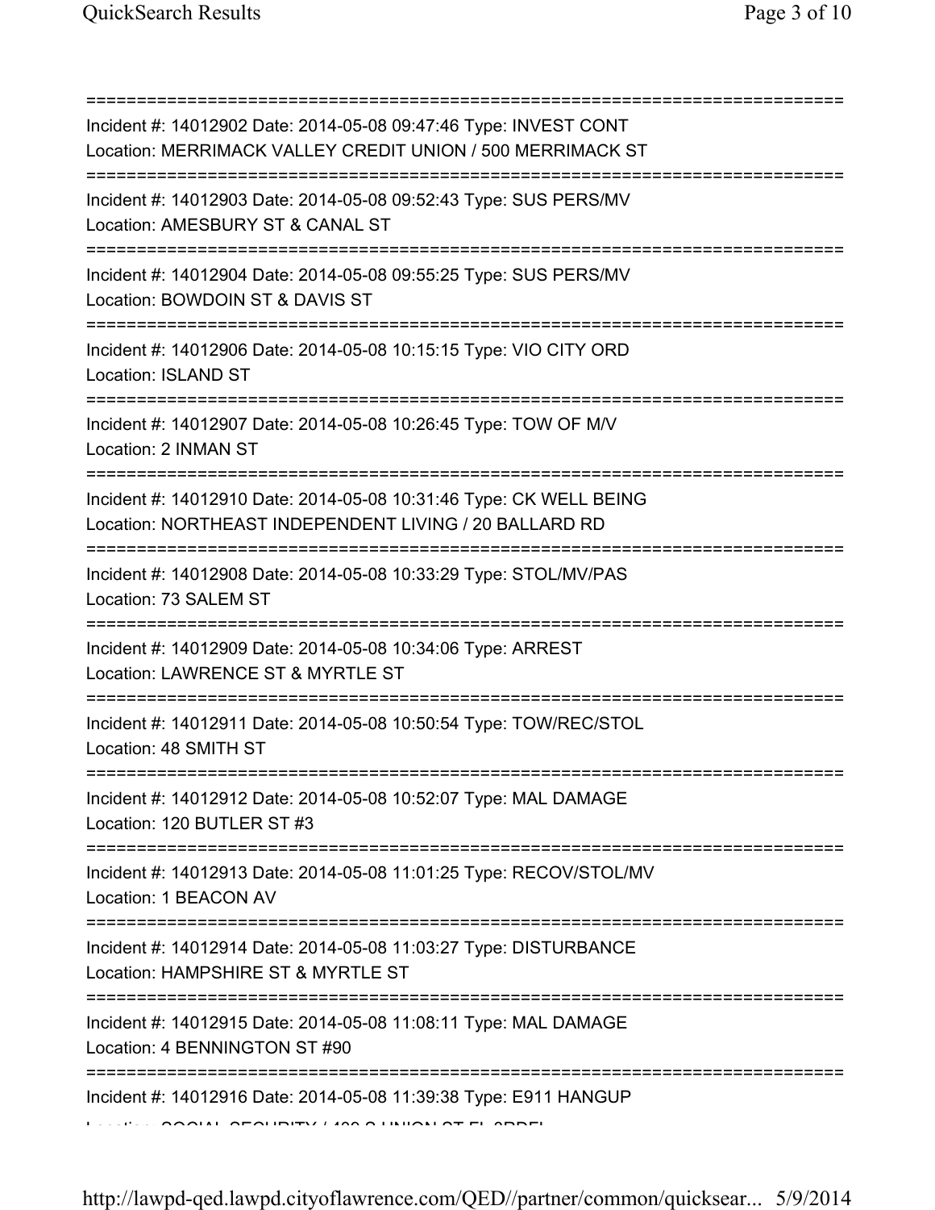===========================================================================

Incident #: 14012902 Date: 2014-05-08 09:47:46 Type: INVEST CONT
Location: MERRIMACK VALLEY CREDIT UNION / 500 MERRIMACK ST

===========================================================================

Incident #: 14012903 Date: 2014-05-08 09:52:43 Type: SUS PERS/MV
Location: AMESBURY ST & CANAL ST

===========================================================================

Incident #: 14012904 Date: 2014-05-08 09:55:25 Type: SUS PERS/MV
Location: BOWDOIN ST & DAVIS ST

===========================================================================

Incident #: 14012906 Date: 2014-05-08 10:15:15 Type: VIO CITY ORD
Location: ISLAND ST

===========================================================================

Incident #: 14012907 Date: 2014-05-08 10:26:45 Type: TOW OF M/V
Location: 2 INMAN ST

===========================================================================

Incident #: 14012910 Date: 2014-05-08 10:31:46 Type: CK WELL BEING
Location: NORTHEAST INDEPENDENT LIVING / 20 BALLARD RD

===========================================================================

Incident #: 14012908 Date: 2014-05-08 10:33:29 Type: STOL/MV/PAS
Location: 73 SALEM ST

===========================================================================

Incident #: 14012909 Date: 2014-05-08 10:34:06 Type: ARREST
Location: LAWRENCE ST & MYRTLE ST

===========================================================================

Incident #: 14012911 Date: 2014-05-08 10:50:54 Type: TOW/REC/STOL
Location: 48 SMITH ST

===========================================================================

Incident #: 14012912 Date: 2014-05-08 10:52:07 Type: MAL DAMAGE
Location: 120 BUTLER ST #3

===========================================================================

Incident #: 14012913 Date: 2014-05-08 11:01:25 Type: RECOV/STOL/MV
Location: 1 BEACON AV

===========================================================================

Incident #: 14012914 Date: 2014-05-08 11:03:27 Type: DISTURBANCE
Location: HAMPSHIRE ST & MYRTLE ST

===========================================================================

Incident #: 14012915 Date: 2014-05-08 11:08:11 Type: MAL DAMAGE
Location: 4 BENNINGTON ST #90

===========================================================================

Incident #: 14012916 Date: 2014-05-08 11:39:38 Type: E911 HANGUP
Location: SOCIAL SECURITY / 480 S UNION ST FL 3RDFL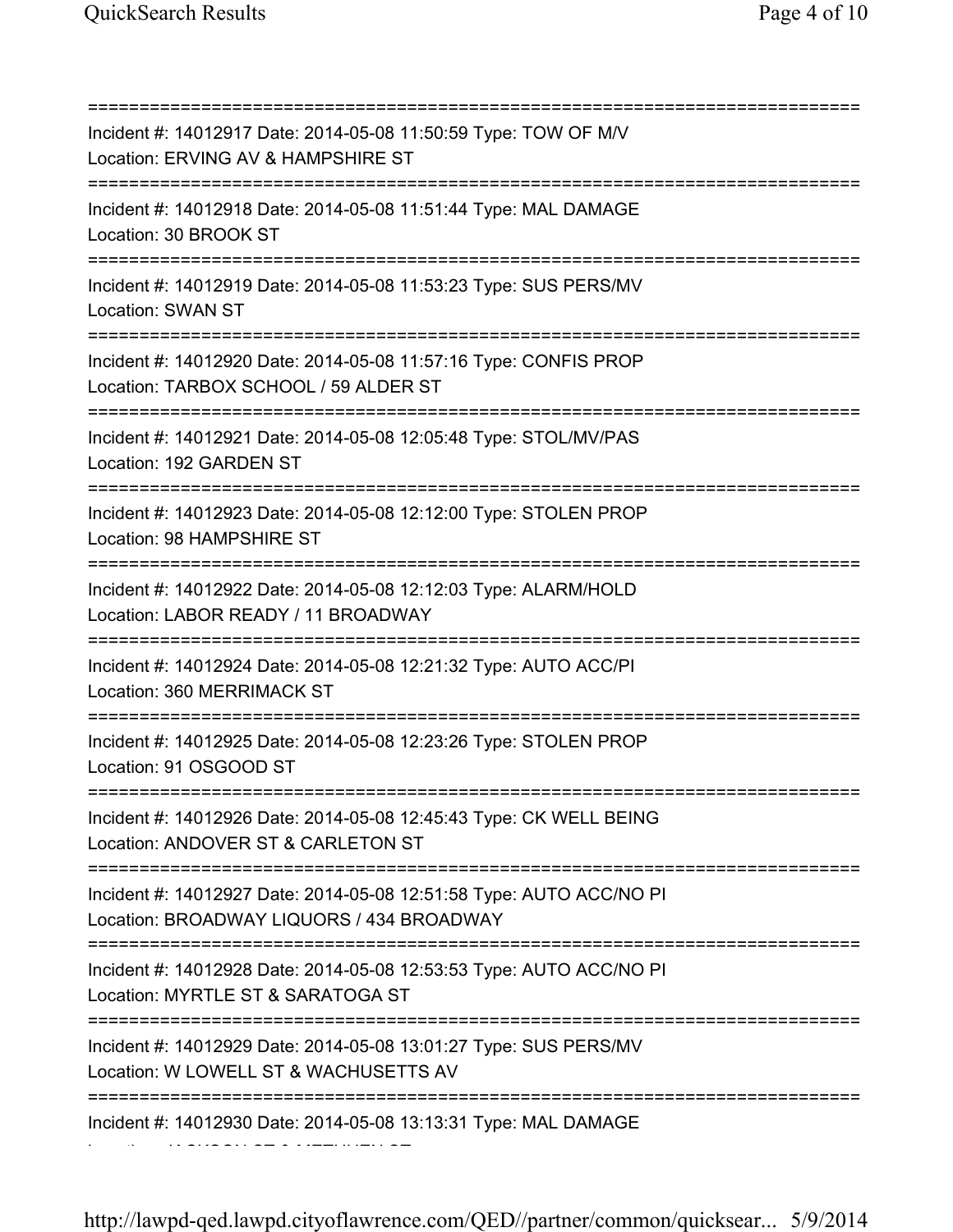===========================================================================
Incident #: 14012917 Date: 2014-05-08 11:50:59 Type: TOW OF M/V
Location: ERVING AV & HAMPSHIRE ST
===========================================================================
Incident #: 14012918 Date: 2014-05-08 11:51:44 Type: MAL DAMAGE
Location: 30 BROOK ST
===========================================================================
Incident #: 14012919 Date: 2014-05-08 11:53:23 Type: SUS PERS/MV
Location: SWAN ST
===========================================================================
Incident #: 14012920 Date: 2014-05-08 11:57:16 Type: CONFIS PROP
Location: TARBOX SCHOOL / 59 ALDER ST
===========================================================================
Incident #: 14012921 Date: 2014-05-08 12:05:48 Type: STOL/MV/PAS
Location: 192 GARDEN ST
===========================================================================
Incident #: 14012923 Date: 2014-05-08 12:12:00 Type: STOLEN PROP
Location: 98 HAMPSHIRE ST
===========================================================================
Incident #: 14012922 Date: 2014-05-08 12:12:03 Type: ALARM/HOLD
Location: LABOR READY / 11 BROADWAY
===========================================================================
Incident #: 14012924 Date: 2014-05-08 12:21:32 Type: AUTO ACC/PI
Location: 360 MERRIMACK ST
===========================================================================
Incident #: 14012925 Date: 2014-05-08 12:23:26 Type: STOLEN PROP
Location: 91 OSGOOD ST
===========================================================================
Incident #: 14012926 Date: 2014-05-08 12:45:43 Type: CK WELL BEING
Location: ANDOVER ST & CARLETON ST
===========================================================================
Incident #: 14012927 Date: 2014-05-08 12:51:58 Type: AUTO ACC/NO PI
Location: BROADWAY LIQUORS / 434 BROADWAY
===========================================================================
Incident #: 14012928 Date: 2014-05-08 12:53:53 Type: AUTO ACC/NO PI
Location: MYRTLE ST & SARATOGA ST
===========================================================================
Incident #: 14012929 Date: 2014-05-08 13:01:27 Type: SUS PERS/MV
Location: W LOWELL ST & WACHUSETTS AV
===========================================================================
Incident #: 14012930 Date: 2014-05-08 13:13:31 Type: MAL DAMAGE
Location: JACKSON ST & METHUEN ST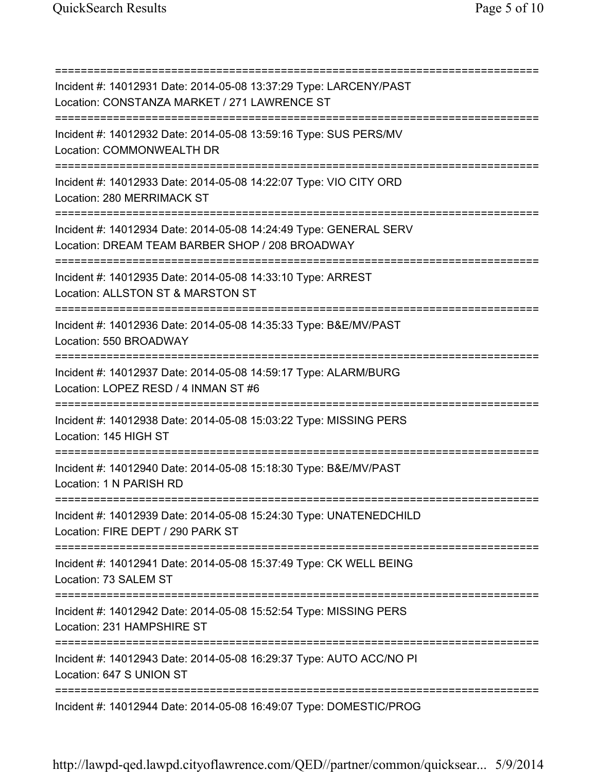===========================================================================
Incident #: 14012931 Date: 2014-05-08 13:37:29 Type: LARCENY/PAST
Location: CONSTANZA MARKET / 271 LAWRENCE ST
===========================================================================
Incident #: 14012932 Date: 2014-05-08 13:59:16 Type: SUS PERS/MV
Location: COMMONWEALTH DR
===========================================================================
Incident #: 14012933 Date: 2014-05-08 14:22:07 Type: VIO CITY ORD
Location: 280 MERRIMACK ST
===========================================================================
Incident #: 14012934 Date: 2014-05-08 14:24:49 Type: GENERAL SERV
Location: DREAM TEAM BARBER SHOP / 208 BROADWAY
===========================================================================
Incident #: 14012935 Date: 2014-05-08 14:33:10 Type: ARREST
Location: ALLSTON ST & MARSTON ST
===========================================================================
Incident #: 14012936 Date: 2014-05-08 14:35:33 Type: B&E/MV/PAST
Location: 550 BROADWAY
===========================================================================
Incident #: 14012937 Date: 2014-05-08 14:59:17 Type: ALARM/BURG
Location: LOPEZ RESD / 4 INMAN ST #6
===========================================================================
Incident #: 14012938 Date: 2014-05-08 15:03:22 Type: MISSING PERS
Location: 145 HIGH ST
===========================================================================
Incident #: 14012940 Date: 2014-05-08 15:18:30 Type: B&E/MV/PAST
Location: 1 N PARISH RD
===========================================================================
Incident #: 14012939 Date: 2014-05-08 15:24:30 Type: UNATENEDCHILD
Location: FIRE DEPT / 290 PARK ST
===========================================================================
Incident #: 14012941 Date: 2014-05-08 15:37:49 Type: CK WELL BEING
Location: 73 SALEM ST
===========================================================================
Incident #: 14012942 Date: 2014-05-08 15:52:54 Type: MISSING PERS
Location: 231 HAMPSHIRE ST
===========================================================================
Incident #: 14012943 Date: 2014-05-08 16:29:37 Type: AUTO ACC/NO PI
Location: 647 S UNION ST
===========================================================================
Incident #: 14012944 Date: 2014-05-08 16:49:07 Type: DOMESTIC/PROG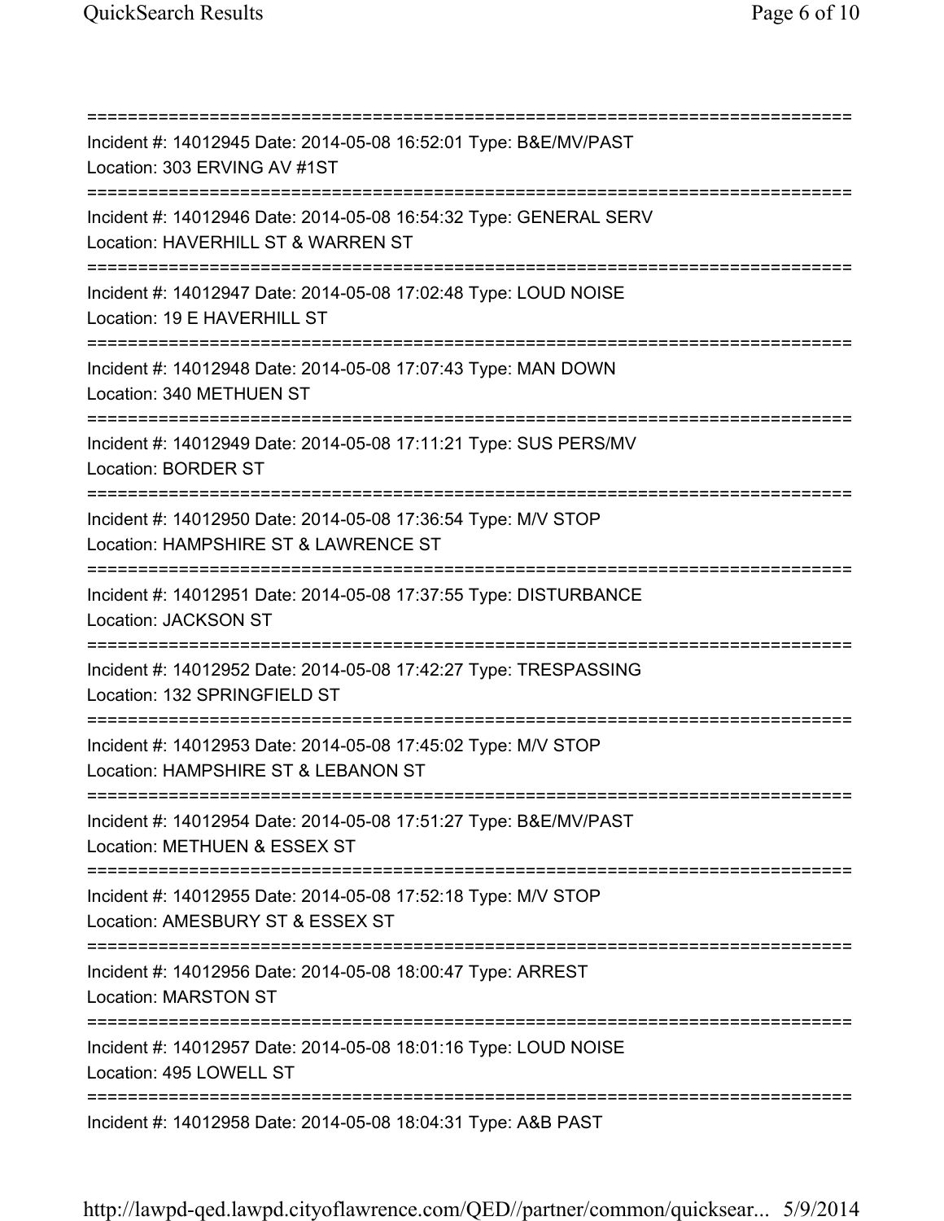===========================================================================
Incident #: 14012945 Date: 2014-05-08 16:52:01 Type: B&E/MV/PAST
Location: 303 ERVING AV #1ST
===========================================================================
Incident #: 14012946 Date: 2014-05-08 16:54:32 Type: GENERAL SERV
Location: HAVERHILL ST & WARREN ST
===========================================================================
Incident #: 14012947 Date: 2014-05-08 17:02:48 Type: LOUD NOISE
Location: 19 E HAVERHILL ST
===========================================================================
Incident #: 14012948 Date: 2014-05-08 17:07:43 Type: MAN DOWN
Location: 340 METHUEN ST
===========================================================================
Incident #: 14012949 Date: 2014-05-08 17:11:21 Type: SUS PERS/MV
Location: BORDER ST
===========================================================================
Incident #: 14012950 Date: 2014-05-08 17:36:54 Type: M/V STOP
Location: HAMPSHIRE ST & LAWRENCE ST
===========================================================================
Incident #: 14012951 Date: 2014-05-08 17:37:55 Type: DISTURBANCE
Location: JACKSON ST
===========================================================================
Incident #: 14012952 Date: 2014-05-08 17:42:27 Type: TRESPASSING
Location: 132 SPRINGFIELD ST
===========================================================================
Incident #: 14012953 Date: 2014-05-08 17:45:02 Type: M/V STOP
Location: HAMPSHIRE ST & LEBANON ST
===========================================================================
Incident #: 14012954 Date: 2014-05-08 17:51:27 Type: B&E/MV/PAST
Location: METHUEN & ESSEX ST
===========================================================================
Incident #: 14012955 Date: 2014-05-08 17:52:18 Type: M/V STOP
Location: AMESBURY ST & ESSEX ST
===========================================================================
Incident #: 14012956 Date: 2014-05-08 18:00:47 Type: ARREST
Location: MARSTON ST
===========================================================================
Incident #: 14012957 Date: 2014-05-08 18:01:16 Type: LOUD NOISE
Location: 495 LOWELL ST
===========================================================================
Incident #: 14012958 Date: 2014-05-08 18:04:31 Type: A&B PAST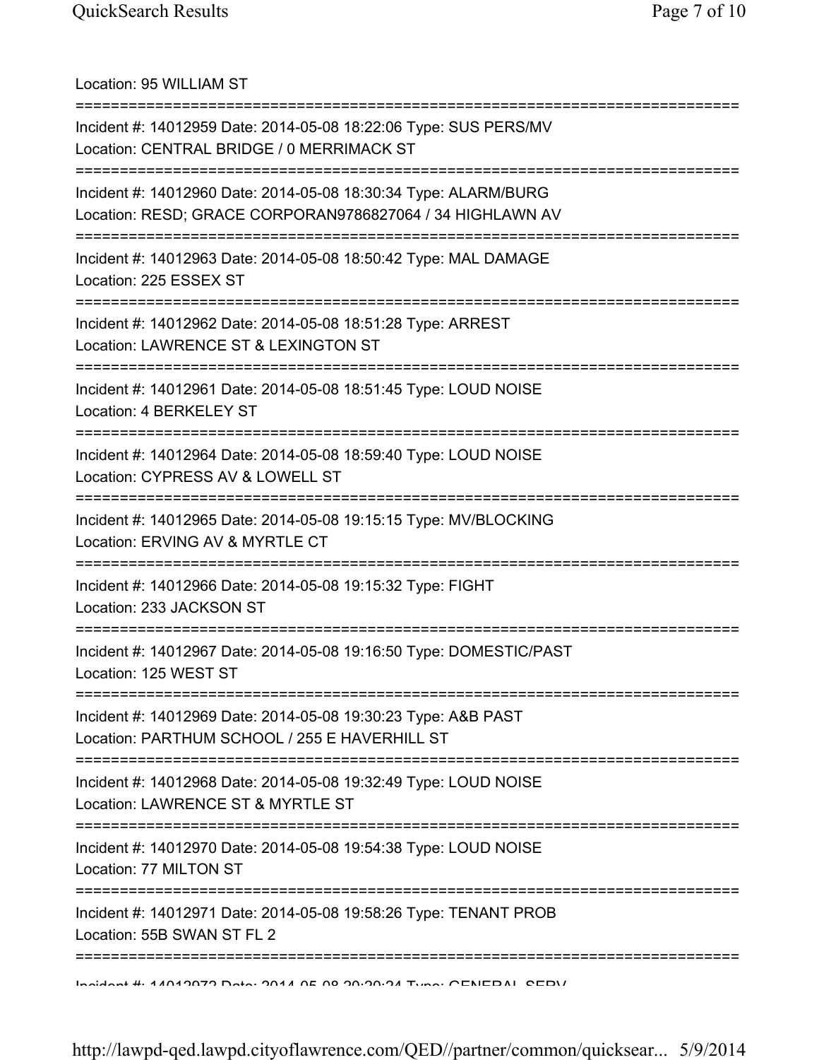Location: 95 WILLIAM ST

===========================================================================

Incident #: 14012959 Date: 2014-05-08 18:22:06 Type: SUS PERS/MV
Location: CENTRAL BRIDGE / 0 MERRIMACK ST

===========================================================================

Incident #: 14012960 Date: 2014-05-08 18:30:34 Type: ALARM/BURG
Location: RESD; GRACE CORPORAN9786827064 / 34 HIGHLAWN AV

===========================================================================

Incident #: 14012963 Date: 2014-05-08 18:50:42 Type: MAL DAMAGE
Location: 225 ESSEX ST

===========================================================================

Incident #: 14012962 Date: 2014-05-08 18:51:28 Type: ARREST
Location: LAWRENCE ST & LEXINGTON ST

===========================================================================

Incident #: 14012961 Date: 2014-05-08 18:51:45 Type: LOUD NOISE
Location: 4 BERKELEY ST

===========================================================================

Incident #: 14012964 Date: 2014-05-08 18:59:40 Type: LOUD NOISE
Location: CYPRESS AV & LOWELL ST

===========================================================================

Incident #: 14012965 Date: 2014-05-08 19:15:15 Type: MV/BLOCKING
Location: ERVING AV & MYRTLE CT

===========================================================================

Incident #: 14012966 Date: 2014-05-08 19:15:32 Type: FIGHT
Location: 233 JACKSON ST

===========================================================================

Incident #: 14012967 Date: 2014-05-08 19:16:50 Type: DOMESTIC/PAST
Location: 125 WEST ST

===========================================================================

Incident #: 14012969 Date: 2014-05-08 19:30:23 Type: A&B PAST
Location: PARTHUM SCHOOL / 255 E HAVERHILL ST

===========================================================================

Incident #: 14012968 Date: 2014-05-08 19:32:49 Type: LOUD NOISE
Location: LAWRENCE ST & MYRTLE ST

===========================================================================

Incident #: 14012970 Date: 2014-05-08 19:54:38 Type: LOUD NOISE
Location: 77 MILTON ST

===========================================================================

Incident #: 14012971 Date: 2014-05-08 19:58:26 Type: TENANT PROB
Location: 55B SWAN ST FL 2

===========================================================================

Incident #: 14012972 Date: 2014-05-08 20:20:24 Type: GENERAL SERV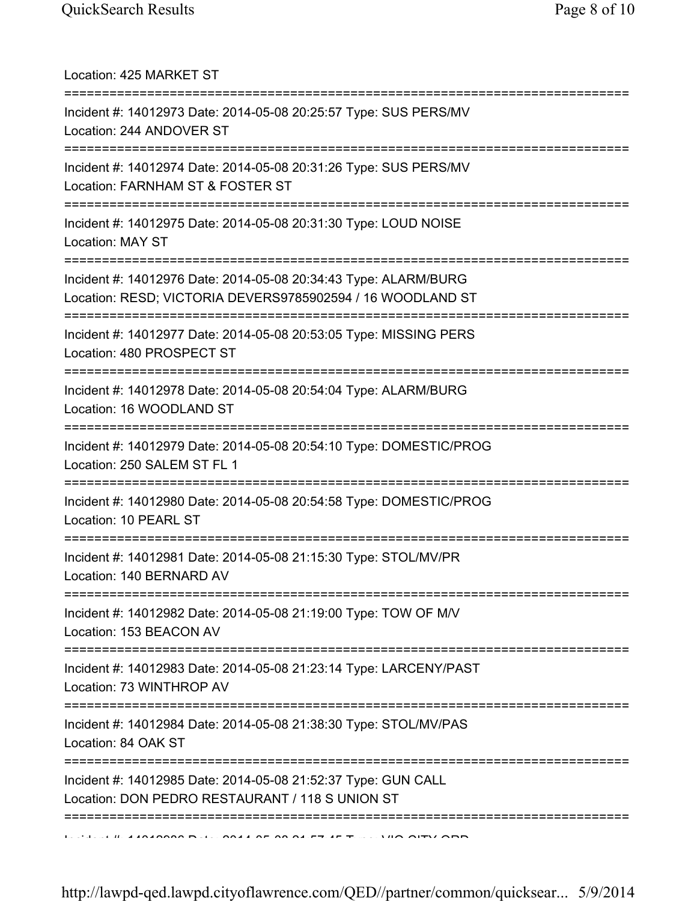Location: 425 MARKET ST

===========================================================================

Incident #: 14012973 Date: 2014-05-08 20:25:57 Type: SUS PERS/MV
Location: 244 ANDOVER ST

===========================================================================

Incident #: 14012974 Date: 2014-05-08 20:31:26 Type: SUS PERS/MV
Location: FARNHAM ST & FOSTER ST

===========================================================================

Incident #: 14012975 Date: 2014-05-08 20:31:30 Type: LOUD NOISE
Location: MAY ST

===========================================================================

Incident #: 14012976 Date: 2014-05-08 20:34:43 Type: ALARM/BURG
Location: RESD; VICTORIA DEVERS9785902594 / 16 WOODLAND ST

===========================================================================

Incident #: 14012977 Date: 2014-05-08 20:53:05 Type: MISSING PERS
Location: 480 PROSPECT ST

===========================================================================

Incident #: 14012978 Date: 2014-05-08 20:54:04 Type: ALARM/BURG
Location: 16 WOODLAND ST

===========================================================================

Incident #: 14012979 Date: 2014-05-08 20:54:10 Type: DOMESTIC/PROG
Location: 250 SALEM ST FL 1

===========================================================================

Incident #: 14012980 Date: 2014-05-08 20:54:58 Type: DOMESTIC/PROG
Location: 10 PEARL ST

===========================================================================

Incident #: 14012981 Date: 2014-05-08 21:15:30 Type: STOL/MV/PR
Location: 140 BERNARD AV

===========================================================================

Incident #: 14012982 Date: 2014-05-08 21:19:00 Type: TOW OF M/V
Location: 153 BEACON AV

===========================================================================

Incident #: 14012983 Date: 2014-05-08 21:23:14 Type: LARCENY/PAST
Location: 73 WINTHROP AV

===========================================================================

Incident #: 14012984 Date: 2014-05-08 21:38:30 Type: STOL/MV/PAS
Location: 84 OAK ST

===========================================================================

Incident #: 14012985 Date: 2014-05-08 21:52:37 Type: GUN CALL
Location: DON PEDRO RESTAURANT / 118 S UNION ST

===========================================================================

Incident #: 14012986 Date: 2014-05-08 21:57:45 Type: VIO CITY ORD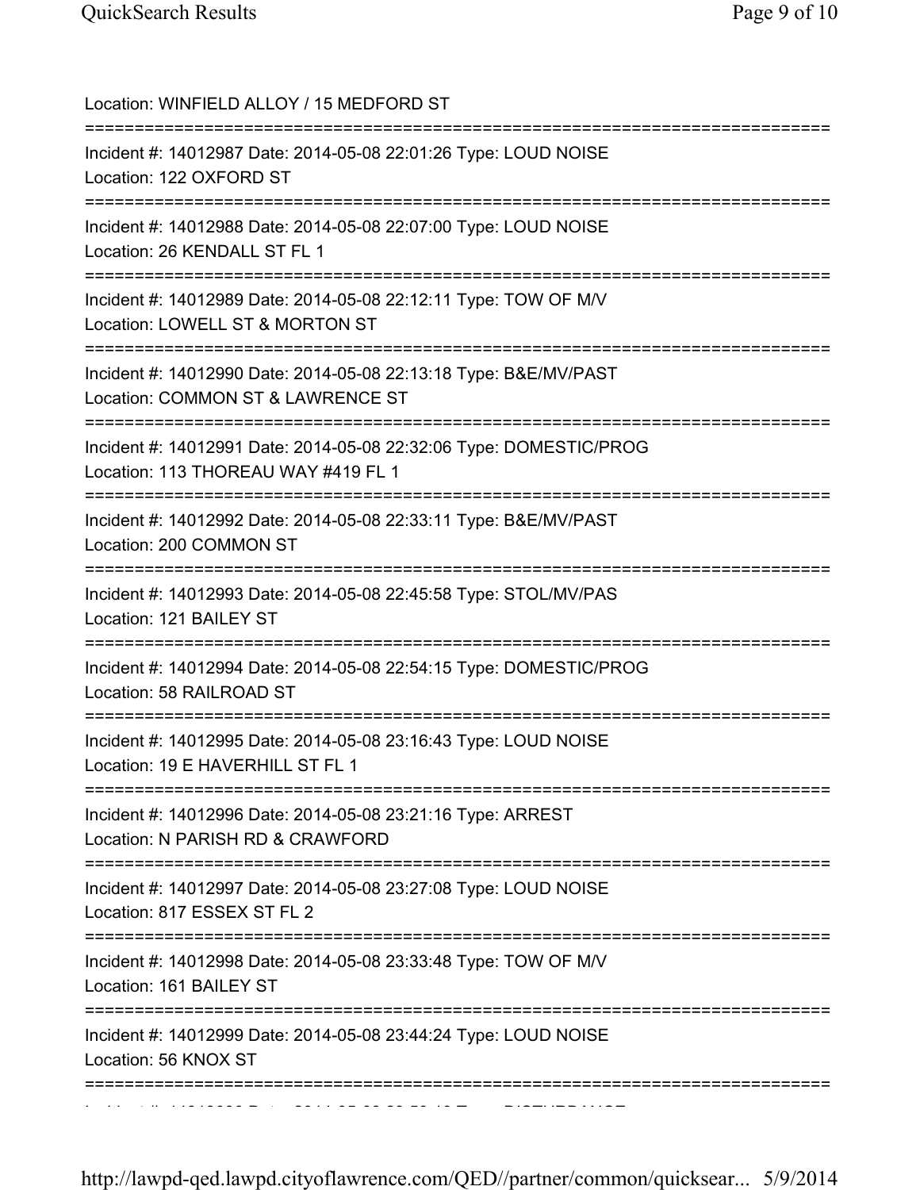Location: WINFIELD ALLOY / 15 MEDFORD ST

===========================================================================

Incident #: 14012987 Date: 2014-05-08 22:01:26 Type: LOUD NOISE
Location: 122 OXFORD ST

===========================================================================

Incident #: 14012988 Date: 2014-05-08 22:07:00 Type: LOUD NOISE
Location: 26 KENDALL ST FL 1

===========================================================================

Incident #: 14012989 Date: 2014-05-08 22:12:11 Type: TOW OF M/V
Location: LOWELL ST & MORTON ST

===========================================================================

Incident #: 14012990 Date: 2014-05-08 22:13:18 Type: B&E/MV/PAST
Location: COMMON ST & LAWRENCE ST

===========================================================================

Incident #: 14012991 Date: 2014-05-08 22:32:06 Type: DOMESTIC/PROG
Location: 113 THOREAU WAY #419 FL 1

===========================================================================

Incident #: 14012992 Date: 2014-05-08 22:33:11 Type: B&E/MV/PAST
Location: 200 COMMON ST

===========================================================================

Incident #: 14012993 Date: 2014-05-08 22:45:58 Type: STOL/MV/PAS
Location: 121 BAILEY ST

===========================================================================

Incident #: 14012994 Date: 2014-05-08 22:54:15 Type: DOMESTIC/PROG
Location: 58 RAILROAD ST

===========================================================================

Incident #: 14012995 Date: 2014-05-08 23:16:43 Type: LOUD NOISE
Location: 19 E HAVERHILL ST FL 1

===========================================================================

Incident #: 14012996 Date: 2014-05-08 23:21:16 Type: ARREST
Location: N PARISH RD & CRAWFORD

===========================================================================

Incident #: 14012997 Date: 2014-05-08 23:27:08 Type: LOUD NOISE
Location: 817 ESSEX ST FL 2

===========================================================================

Incident #: 14012998 Date: 2014-05-08 23:33:48 Type: TOW OF M/V
Location: 161 BAILEY ST

===========================================================================

Incident #: 14012999 Date: 2014-05-08 23:44:24 Type: LOUD NOISE
Location: 56 KNOX ST

===========================================================================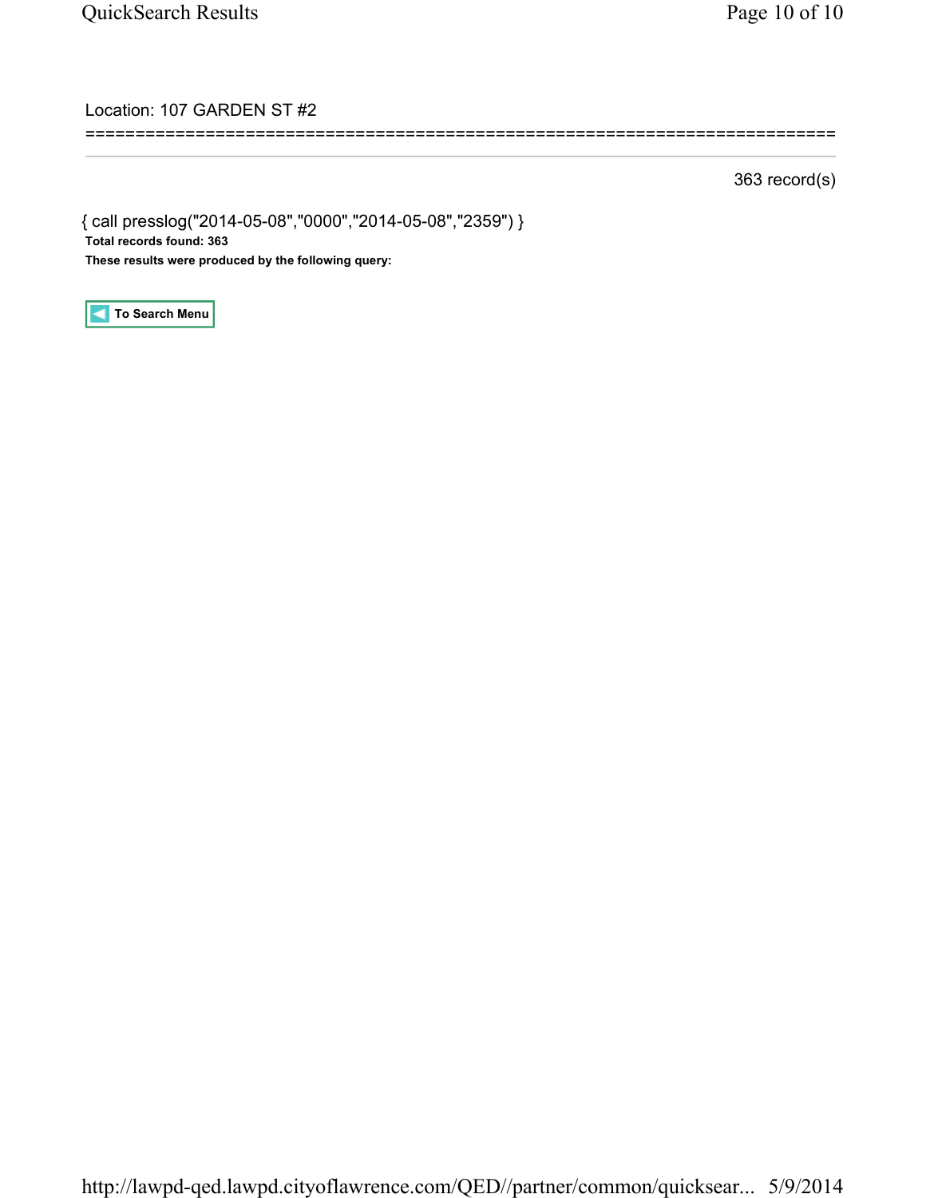Location: 107 GARDEN ST #2

===========================================================================

363 record(s)

{ call presslog("2014-05-08","0000","2014-05-08","2359") }

**Total records found: 363**

**These results were produced by the following query:**

**To Search Menu**